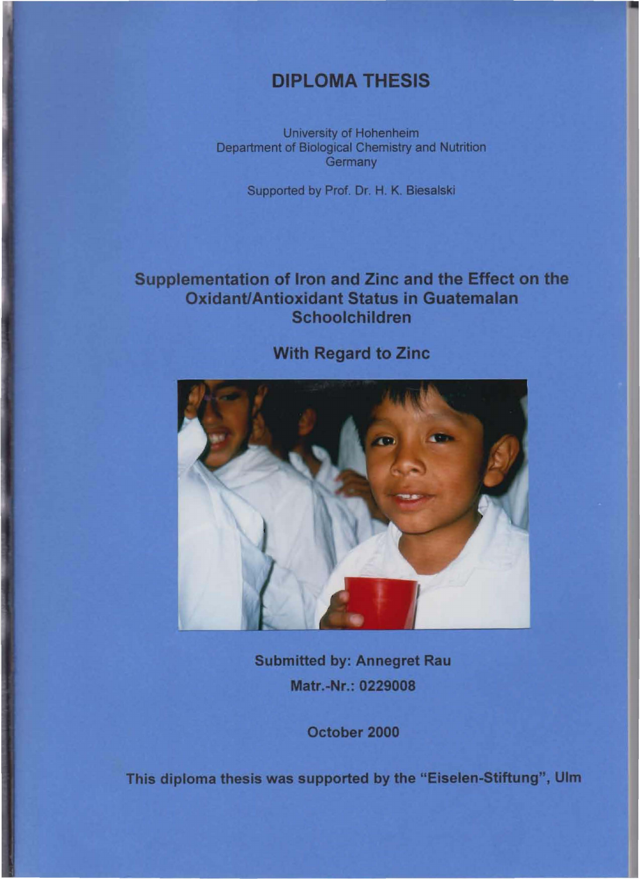# DIPLOMA THESIS

University of Hohenheim
Department of Biological Chemistry and Nutrition
Germany

Supported by Prof. Dr. H. K. Biesalski

## Supplementation of Iron and Zinc and the Effect on the Oxidant/Antioxidant Status in Guatemalan Schoolchildren

### With Regard to Zinc

**Submitted by: Annegret Rau**

**Matr.-Nr.: 0229008**

**October 2000**

**This diploma thesis was supported by the "Eiselen-Stiftung", Ulm**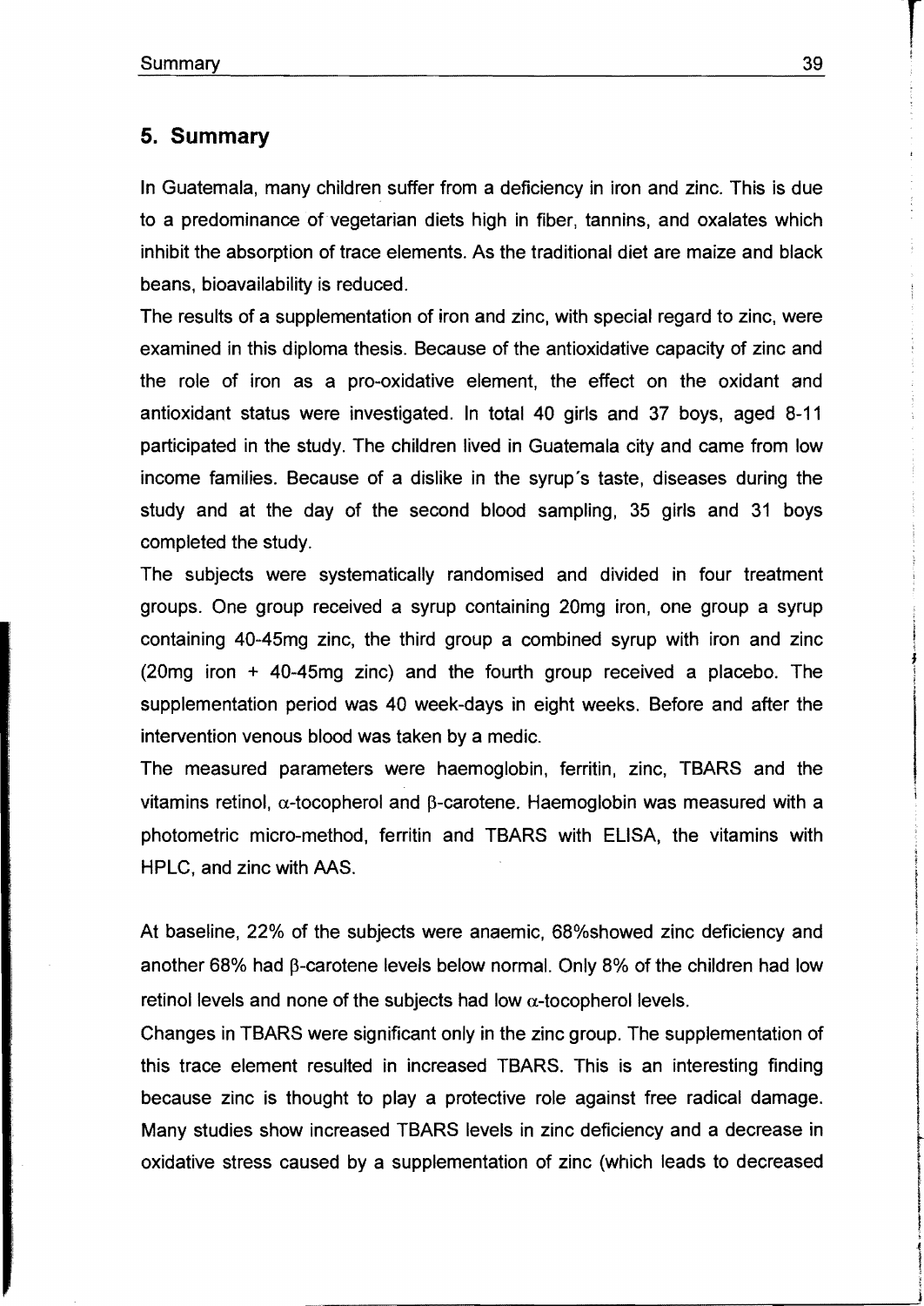## 5. Summary

In Guatemala, many children suffer from a deficiency in iron and zinc. This is due to a predominance of vegetarian diets high in fiber, tannins, and oxalates which inhibit the absorption of trace elements. As the traditional diet are maize and black beans, bioavailability is reduced.

The results of a supplementation of iron and zinc, with special regard to zinc, were examined in this diploma thesis. Because of the antioxidative capacity of zinc and the role of iron as a pro-oxidative element, the effect on the oxidant and antioxidant status were investigated. In total 40 girls and 37 boys, aged 8-11 participated in the study. The children lived in Guatemala city and came from low income families. Because of a dislike in the syrup´s taste, diseases during the study and at the day of the second blood sampling, 35 girls and 31 boys completed the study.

The subjects were systematically randomised and divided in four treatment groups. One group received a syrup containing 20mg iron, one group a syrup containing 40-45mg zinc, the third group a combined syrup with iron and zinc (20mg iron + 40-45mg zinc) and the fourth group received a placebo. The supplementation period was 40 week-days in eight weeks. Before and after the intervention venous blood was taken by a medic.

The measured parameters were haemoglobin, ferritin, zinc, TBARS and the vitamins retinol, $\alpha$-tocopherol and $\beta$-carotene. Haemoglobin was measured with a photometric micro-method, ferritin and TBARS with ELISA, the vitamins with HPLC, and zinc with AAS.

At baseline, 22% of the subjects were anaemic, 68%showed zinc deficiency and another 68% had $\beta$-carotene levels below normal. Only 8% of the children had low retinol levels and none of the subjects had low $\alpha$-tocopherol levels.

Changes in TBARS were significant only in the zinc group. The supplementation of this trace element resulted in increased TBARS. This is an interesting finding because zinc is thought to play a protective role against free radical damage. Many studies show increased TBARS levels in zinc deficiency and a decrease in oxidative stress caused by a supplementation of zinc (which leads to decreased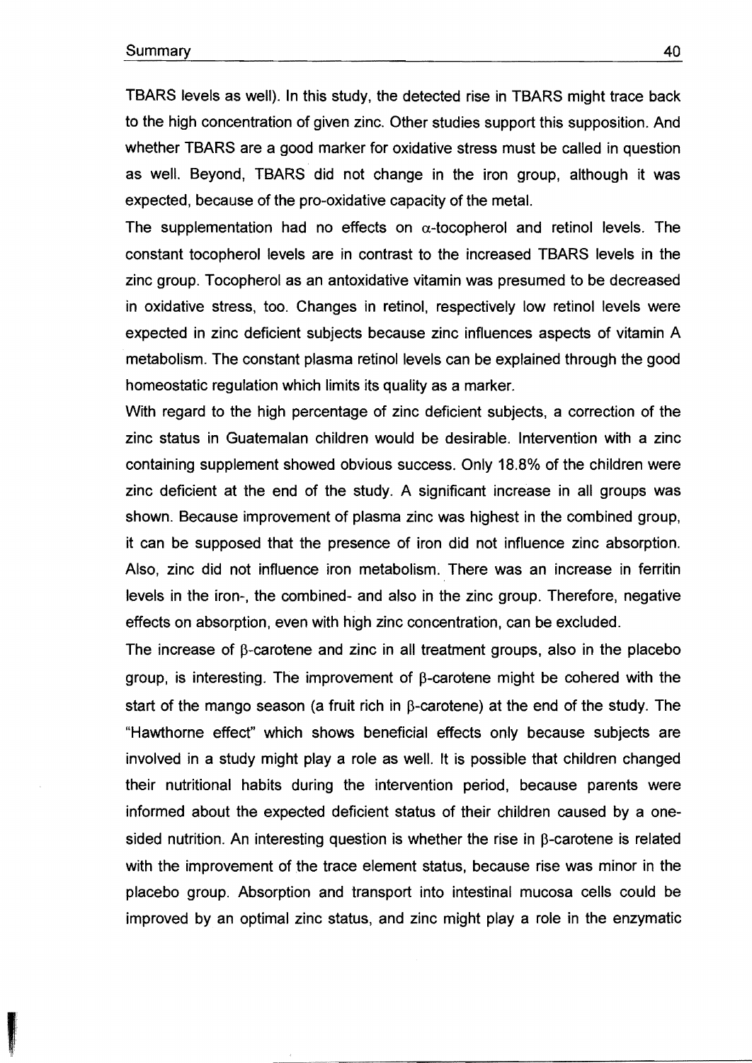TBARS levels as well). In this study, the detected rise in TBARS might trace back to the high concentration of given zinc. Other studies support this supposition. And whether TBARS are a good marker for oxidative stress must be called in question as well. Beyond, TBARS did not change in the iron group, although it was expected, because of the pro-oxidative capacity of the metal.

The supplementation had no effects on $\alpha$-tocopherol and retinol levels. The constant tocopherol levels are in contrast to the increased TBARS levels in the zinc group. Tocopherol as an antoxidative vitamin was presumed to be decreased in oxidative stress, too. Changes in retinol, respectively low retinol levels were expected in zinc deficient subjects because zinc influences aspects of vitamin A metabolism. The constant plasma retinol levels can be explained through the good homeostatic regulation which limits its quality as a marker.

With regard to the high percentage of zinc deficient subjects, a correction of the zinc status in Guatemalan children would be desirable. Intervention with a zinc containing supplement showed obvious success. Only 18.8% of the children were zinc deficient at the end of the study. A significant increase in all groups was shown. Because improvement of plasma zinc was highest in the combined group, it can be supposed that the presence of iron did not influence zinc absorption. Also, zinc did not influence iron metabolism. There was an increase in ferritin levels in the iron-, the combined- and also in the zinc group. Therefore, negative effects on absorption, even with high zinc concentration, can be excluded.

The increase of $\beta$-carotene and zinc in all treatment groups, also in the placebo group, is interesting. The improvement of $\beta$-carotene might be cohered with the start of the mango season (a fruit rich in $\beta$-carotene) at the end of the study. The "Hawthorne effect" which shows beneficial effects only because subjects are involved in a study might play a role as well. It is possible that children changed their nutritional habits during the intervention period, because parents were informed about the expected deficient status of their children caused by a one-sided nutrition. An interesting question is whether the rise in $\beta$-carotene is related with the improvement of the trace element status, because rise was minor in the placebo group. Absorption and transport into intestinal mucosa cells could be improved by an optimal zinc status, and zinc might play a role in the enzymatic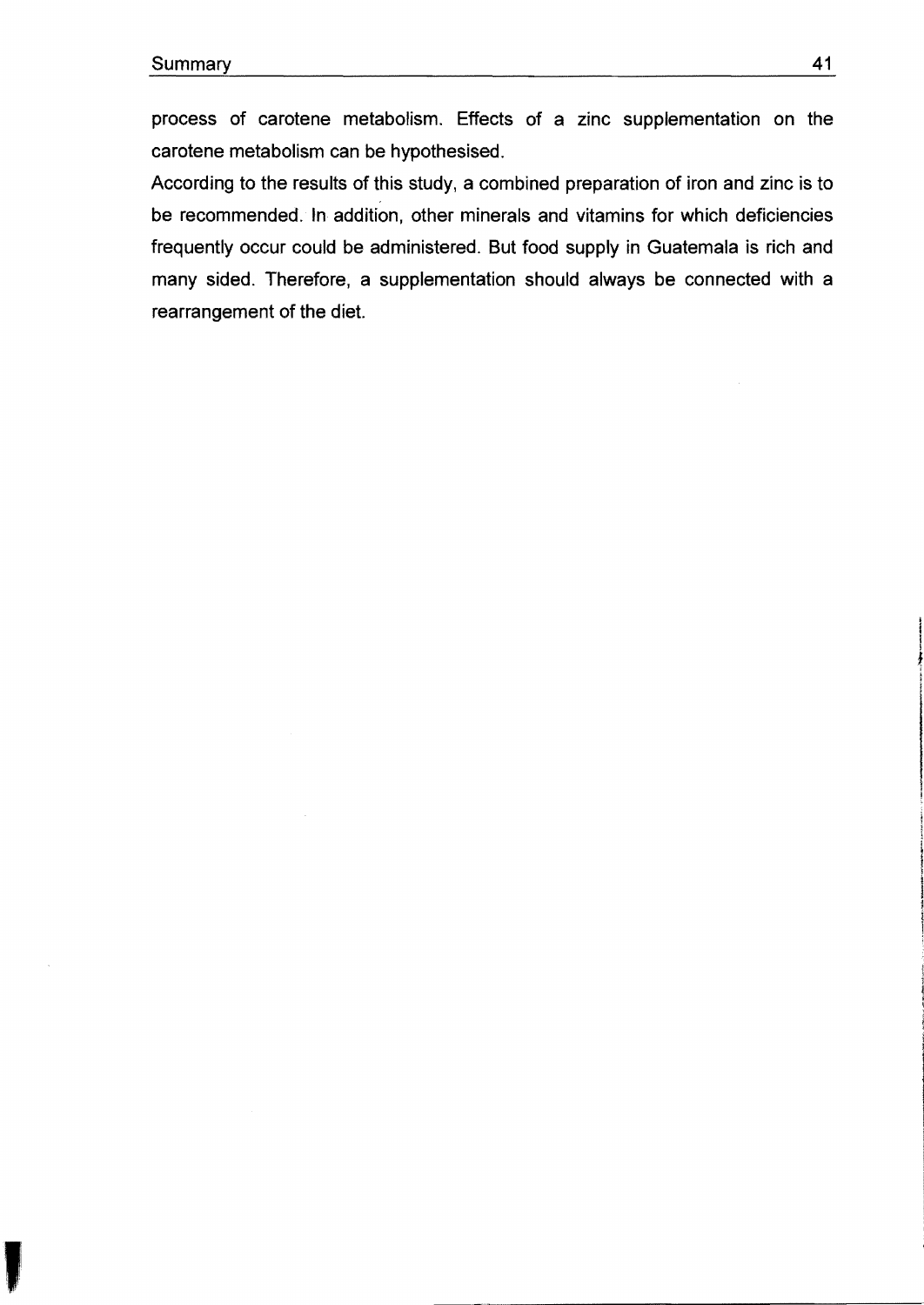process of carotene metabolism. Effects of a zinc supplementation on the carotene metabolism can be hypothesised.

According to the results of this study, a combined preparation of iron and zinc is to be recommended. In addition, other minerals and vitamins for which deficiencies frequently occur could be administered. But food supply in Guatemala is rich and many sided. Therefore, a supplementation should always be connected with a rearrangement of the diet.